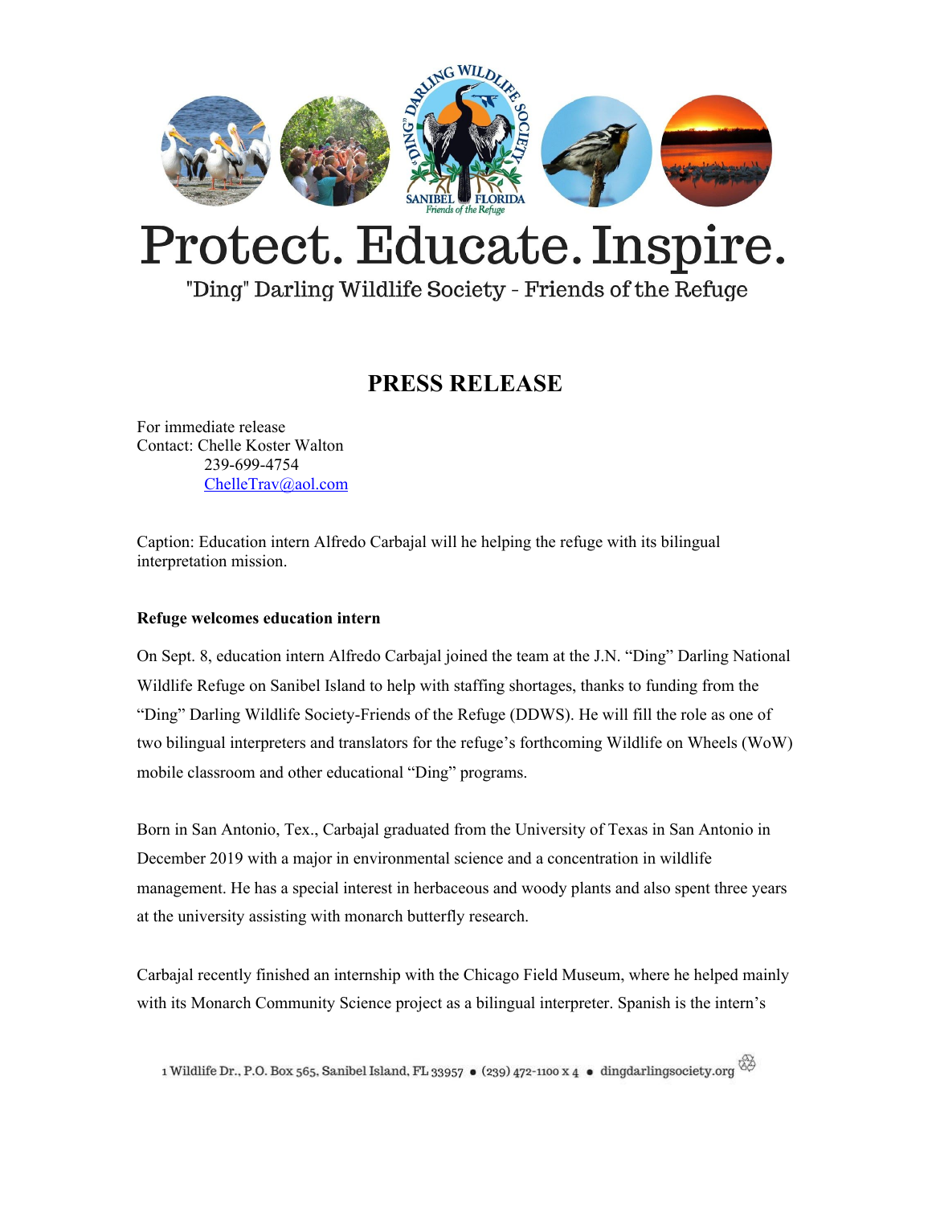# Protect. Educate. Inspire.

"Ding" Darling Wildlife Society - Friends of the Refuge

## PRESS RELEASE

For immediate release
Contact: Chelle Koster Walton
239-699-4754
ChelleTrav@aol.com

Caption: Education intern Alfredo Carbajal will he helping the refuge with its bilingual interpretation mission.

**Refuge welcomes education intern**

On Sept. 8, education intern Alfredo Carbajal joined the team at the J.N. "Ding" Darling National Wildlife Refuge on Sanibel Island to help with staffing shortages, thanks to funding from the "Ding" Darling Wildlife Society-Friends of the Refuge (DDWS). He will fill the role as one of two bilingual interpreters and translators for the refuge's forthcoming Wildlife on Wheels (WoW) mobile classroom and other educational "Ding" programs.

Born in San Antonio, Tex., Carbajal graduated from the University of Texas in San Antonio in December 2019 with a major in environmental science and a concentration in wildlife management. He has a special interest in herbaceous and woody plants and also spent three years at the university assisting with monarch butterfly research.

Carbajal recently finished an internship with the Chicago Field Museum, where he helped mainly with its Monarch Community Science project as a bilingual interpreter. Spanish is the intern's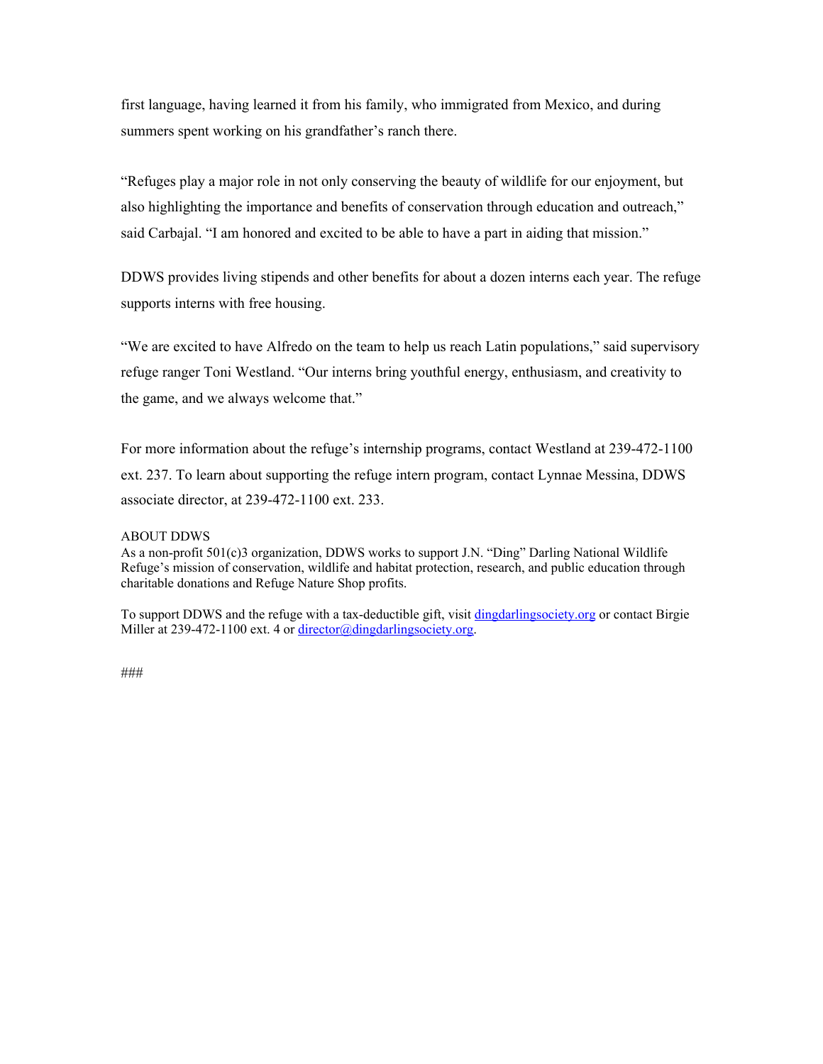first language, having learned it from his family, who immigrated from Mexico, and during summers spent working on his grandfather's ranch there.

"Refuges play a major role in not only conserving the beauty of wildlife for our enjoyment, but also highlighting the importance and benefits of conservation through education and outreach," said Carbajal. "I am honored and excited to be able to have a part in aiding that mission."

DDWS provides living stipends and other benefits for about a dozen interns each year. The refuge supports interns with free housing.

"We are excited to have Alfredo on the team to help us reach Latin populations," said supervisory refuge ranger Toni Westland. "Our interns bring youthful energy, enthusiasm, and creativity to the game, and we always welcome that."

For more information about the refuge's internship programs, contact Westland at 239-472-1100 ext. 237. To learn about supporting the refuge intern program, contact Lynnae Messina, DDWS associate director, at 239-472-1100 ext. 233.

ABOUT DDWS

As a non-profit 501(c)3 organization, DDWS works to support J.N. "Ding" Darling National Wildlife Refuge's mission of conservation, wildlife and habitat protection, research, and public education through charitable donations and Refuge Nature Shop profits.

To support DDWS and the refuge with a tax-deductible gift, visit [dingdarlingsociety.org](dingdarlingsociety.org) or contact Birgie Miller at 239-472-1100 ext. 4 or [director@dingdarlingsociety.org](mailto:director@dingdarlingsociety.org).

###